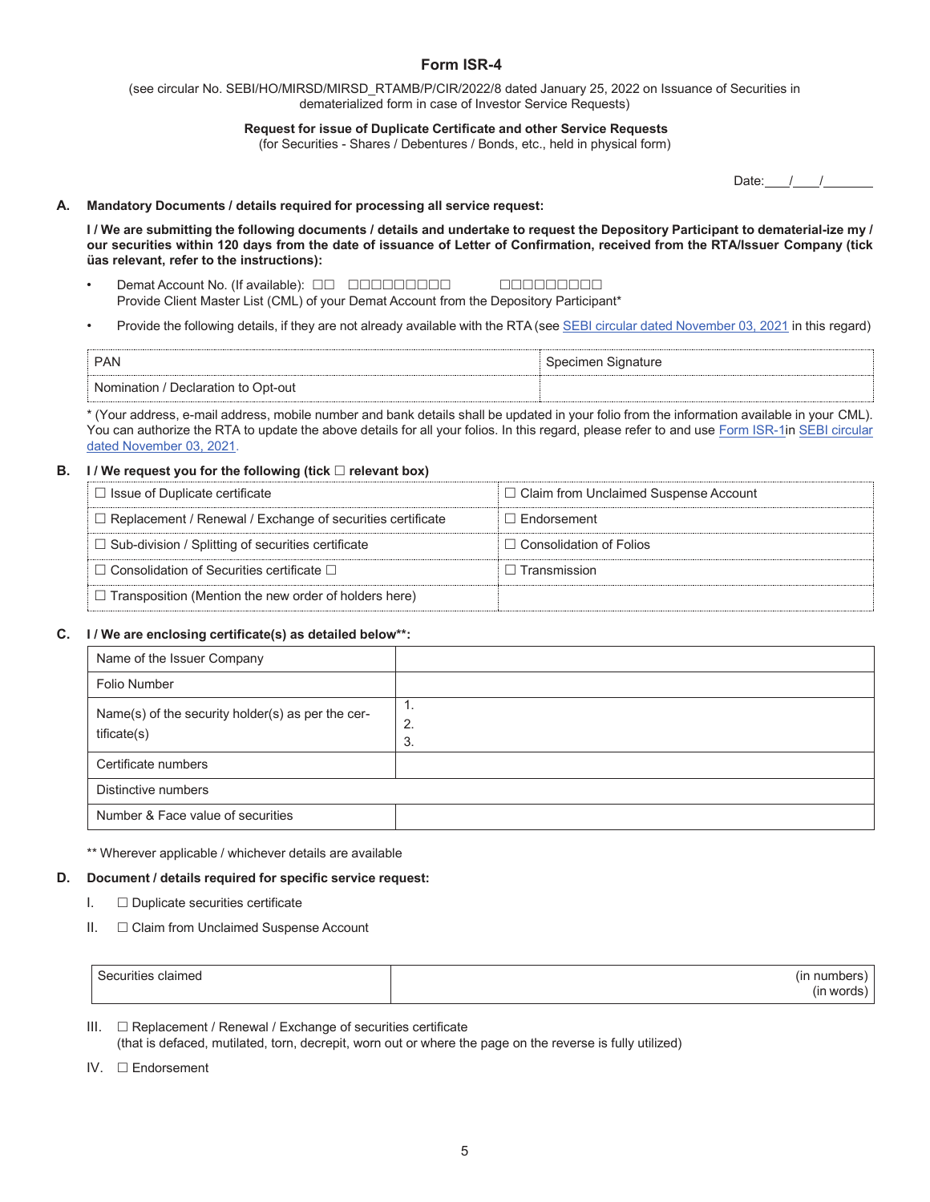# Form ISR-4

(see circular No. SEBI/HO/MIRSD/MIRSD_RTAMB/P/CIR/2022/8 dated January 25, 2022 on Issuance of Securities in dematerialized form in case of Investor Service Requests)

**Request for issue of Duplicate Certificate and other Service Requests**
(for Securities - Shares / Debentures / Bonds, etc., held in physical form)

Date:____/____/_______

**A. Mandatory Documents / details required for processing all service request:**

**I / We are submitting the following documents / details and undertake to request the Depository Participant to dematerial-ize my / our securities within 120 days from the date of issuance of Letter of Confirmation, received from the RTA/Issuer Company (tick üas relevant, refer to the instructions):**

- Demat Account No. (If available): ☐☐ ☐☐☐☐☐☐☐☐☐ ☐☐☐☐☐☐☐☐☐
  Provide Client Master List (CML) of your Demat Account from the Depository Participant*
- Provide the following details, if they are not already available with the RTA (see SEBI circular dated November 03, 2021 in this regard)

| | |
|---|---|
| PAN | Specimen Signature |
| Nomination / Declaration to Opt-out | |

* (Your address, e-mail address, mobile number and bank details shall be updated in your folio from the information available in your CML). You can authorize the RTA to update the above details for all your folios. In this regard, please refer to and use Form ISR-1in SEBI circular dated November 03, 2021.

**B. I / We request you for the following (tick ☐ relevant box)**

| | |
|---|---|
| ☐ Issue of Duplicate certificate | ☐ Claim from Unclaimed Suspense Account |
| ☐ Replacement / Renewal / Exchange of securities certificate | ☐ Endorsement |
| ☐ Sub-division / Splitting of securities certificate | ☐ Consolidation of Folios |
| ☐ Consolidation of Securities certificate ☐ | ☐ Transmission |
| ☐ Transposition (Mention the new order of holders here) | |

**C. I / We are enclosing certificate(s) as detailed below\*\*:**

| | |
|---|---|
| Name of the Issuer Company | |
| Folio Number | |
| Name(s) of the security holder(s) as per the certificate(s) | 1.<br>2.<br>3. |
| Certificate numbers | |
| Distinctive numbers | |
| Number & Face value of securities | |

** Wherever applicable / whichever details are available

**D. Document / details required for specific service request:**

I. ☐ Duplicate securities certificate

II. ☐ Claim from Unclaimed Suspense Account

| | |
|---|---|
| Securities claimed | (in numbers)<br>(in words) |

III. ☐ Replacement / Renewal / Exchange of securities certificate
(that is defaced, mutilated, torn, decrepit, worn out or where the page on the reverse is fully utilized)

IV. ☐ Endorsement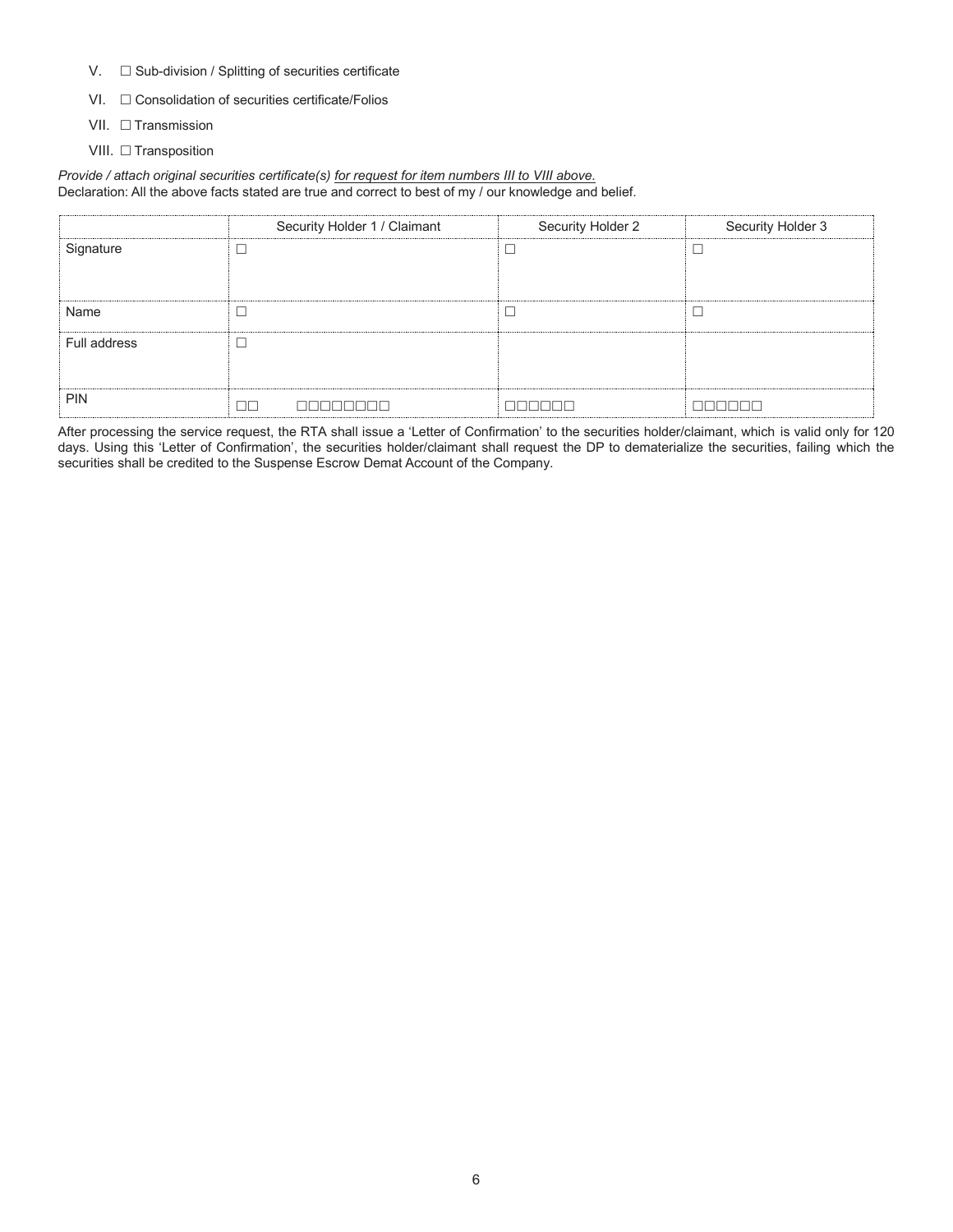V. ☐ Sub-division / Splitting of securities certificate

VI. ☐ Consolidation of securities certificate/Folios

VII. ☐ Transmission

VIII. ☐ Transposition

*Provide / attach original securities certificate(s) for request for item numbers III to VIII above.*

Declaration: All the above facts stated are true and correct to best of my / our knowledge and belief.

| | Security Holder 1 / Claimant | Security Holder 2 | Security Holder 3 |
|---|---|---|---|
| Signature | ☐ | ☐ | ☐ |
| Name | ☐ | ☐ | ☐ |
| Full address | ☐ | | |
| PIN | ☐☐ ☐☐☐☐☐☐☐☐ | ☐☐☐☐☐☐ | ☐☐☐☐☐☐ |

After processing the service request, the RTA shall issue a 'Letter of Confirmation' to the securities holder/claimant, which is valid only for 120 days. Using this 'Letter of Confirmation', the securities holder/claimant shall request the DP to dematerialize the securities, failing which the securities shall be credited to the Suspense Escrow Demat Account of the Company.